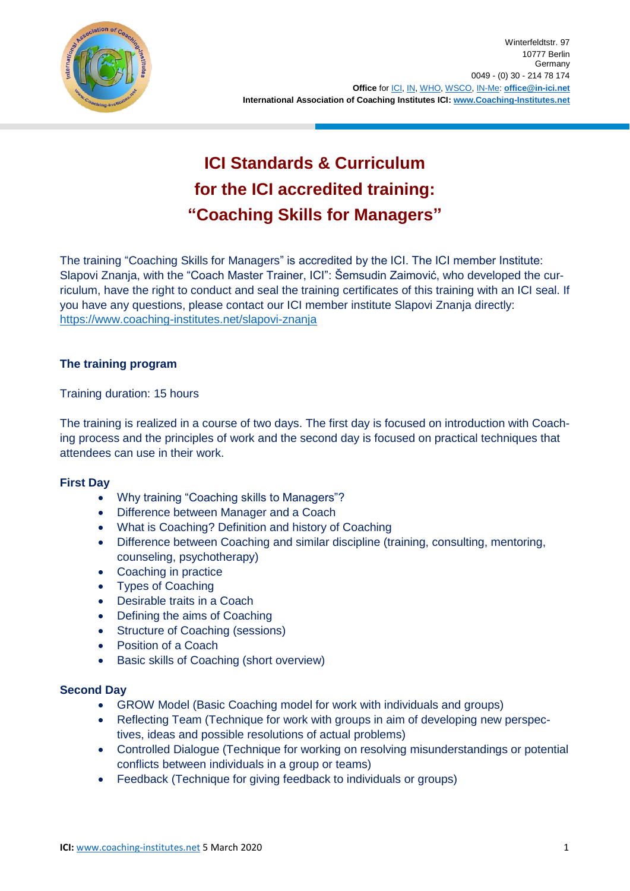Winterfeldtstr. 97
10777 Berlin
Germany
0049 - (0) 30 - 214 78 174
**Office** for ICI, IN, WHO, WSCO, IN-Me: **office@in-ici.net**
**International Association of Coaching Institutes ICI: www.Coaching-Institutes.net**

# ICI Standards & Curriculum for the ICI accredited training: "Coaching Skills for Managers"

The training "Coaching Skills for Managers" is accredited by the ICI. The ICI member Institute: Slapovi Znanja, with the "Coach Master Trainer, ICI": Šemsudin Zaimović, who developed the curriculum, have the right to conduct and seal the training certificates of this training with an ICI seal. If you have any questions, please contact our ICI member institute Slapovi Znanja directly: https://www.coaching-institutes.net/slapovi-znanja

### The training program

Training duration: 15 hours

The training is realized in a course of two days. The first day is focused on introduction with Coaching process and the principles of work and the second day is focused on practical techniques that attendees can use in their work.

#### First Day

- Why training "Coaching skills to Managers"?
- Difference between Manager and a Coach
- What is Coaching? Definition and history of Coaching
- Difference between Coaching and similar discipline (training, consulting, mentoring, counseling, psychotherapy)
- Coaching in practice
- Types of Coaching
- Desirable traits in a Coach
- Defining the aims of Coaching
- Structure of Coaching (sessions)
- Position of a Coach
- Basic skills of Coaching (short overview)

#### Second Day

- GROW Model (Basic Coaching model for work with individuals and groups)
- Reflecting Team (Technique for work with groups in aim of developing new perspectives, ideas and possible resolutions of actual problems)
- Controlled Dialogue (Technique for working on resolving misunderstandings or potential conflicts between individuals in a group or teams)
- Feedback (Technique for giving feedback to individuals or groups)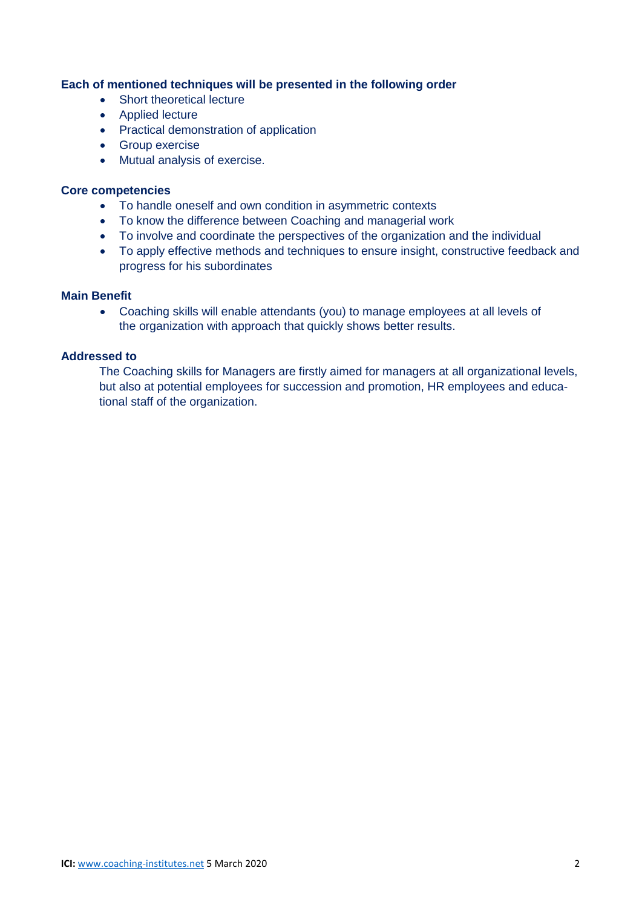**Each of mentioned techniques will be presented in the following order**

- Short theoretical lecture
- Applied lecture
- Practical demonstration of application
- Group exercise
- Mutual analysis of exercise.

**Core competencies**

- To handle oneself and own condition in asymmetric contexts
- To know the difference between Coaching and managerial work
- To involve and coordinate the perspectives of the organization and the individual
- To apply effective methods and techniques to ensure insight, constructive feedback and progress for his subordinates

**Main Benefit**

- Coaching skills will enable attendants (you) to manage employees at all levels of the organization with approach that quickly shows better results.

**Addressed to**

The Coaching skills for Managers are firstly aimed for managers at all organizational levels, but also at potential employees for succession and promotion, HR employees and educational staff of the organization.